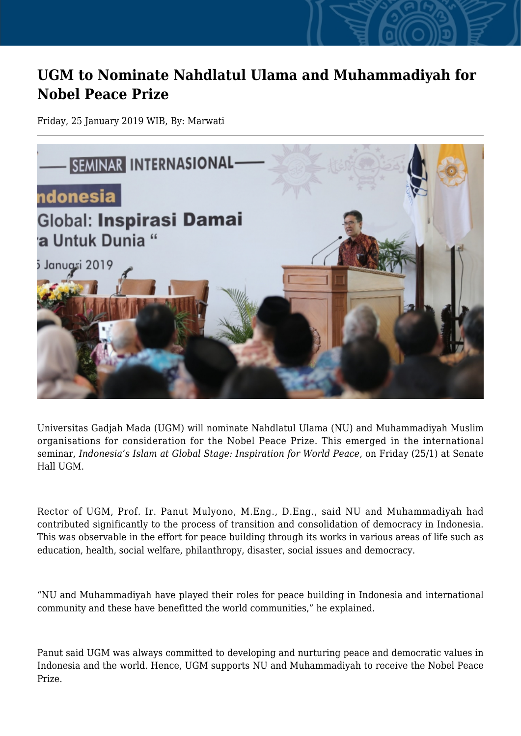# UGM to Nominate Nahdlatul Ulama and Muhammadiyah for Nobel Peace Prize

Friday, 25 January 2019 WIB, By: Marwati

Universitas Gadjah Mada (UGM) will nominate Nahdlatul Ulama (NU) and Muhammadiyah Muslim organisations for consideration for the Nobel Peace Prize. This emerged in the international seminar, *Indonesia's Islam at Global Stage: Inspiration for World Peace,* on Friday (25/1) at Senate Hall UGM.

Rector of UGM, Prof. Ir. Panut Mulyono, M.Eng., D.Eng., said NU and Muhammadiyah had contributed significantly to the process of transition and consolidation of democracy in Indonesia. This was observable in the effort for peace building through its works in various areas of life such as education, health, social welfare, philanthropy, disaster, social issues and democracy.

"NU and Muhammadiyah have played their roles for peace building in Indonesia and international community and these have benefitted the world communities," he explained.

Panut said UGM was always committed to developing and nurturing peace and democratic values in Indonesia and the world. Hence, UGM supports NU and Muhammadiyah to receive the Nobel Peace Prize.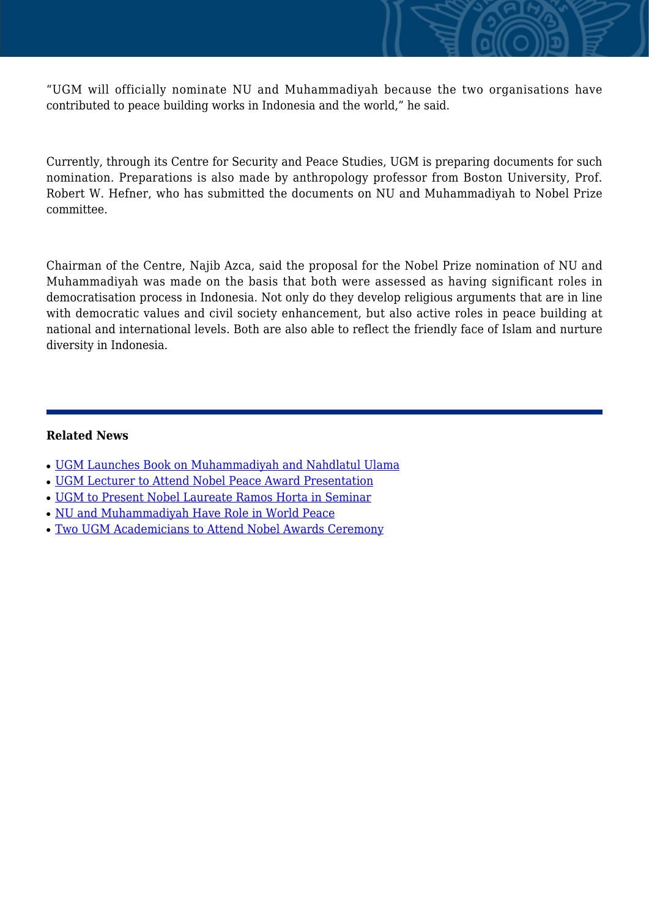"UGM will officially nominate NU and Muhammadiyah because the two organisations have contributed to peace building works in Indonesia and the world," he said.

Currently, through its Centre for Security and Peace Studies, UGM is preparing documents for such nomination. Preparations is also made by anthropology professor from Boston University, Prof. Robert W. Hefner, who has submitted the documents on NU and Muhammadiyah to Nobel Prize committee.

Chairman of the Centre, Najib Azca, said the proposal for the Nobel Prize nomination of NU and Muhammadiyah was made on the basis that both were assessed as having significant roles in democratisation process in Indonesia. Not only do they develop religious arguments that are in line with democratic values and civil society enhancement, but also active roles in peace building at national and international levels. Both are also able to reflect the friendly face of Islam and nurture diversity in Indonesia.

---

**Related News**

- UGM Launches Book on Muhammadiyah and Nahdlatul Ulama
- UGM Lecturer to Attend Nobel Peace Award Presentation
- UGM to Present Nobel Laureate Ramos Horta in Seminar
- NU and Muhammadiyah Have Role in World Peace
- Two UGM Academicians to Attend Nobel Awards Ceremony